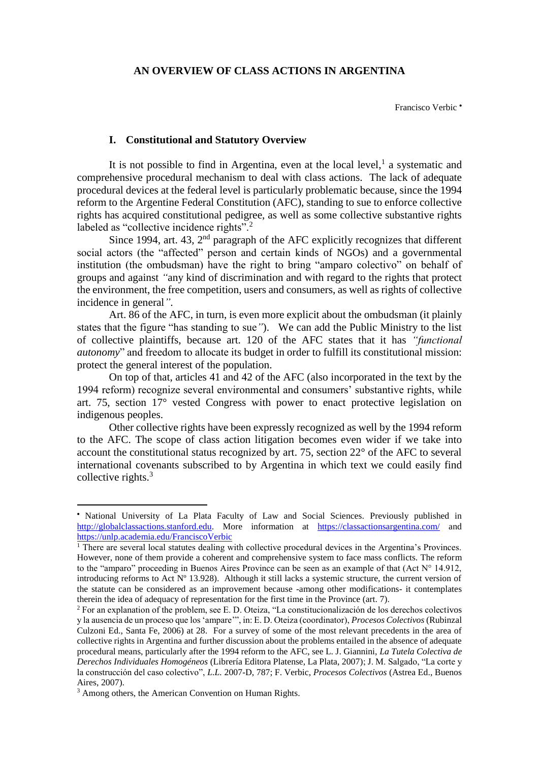# AN OVERVIEW OF CLASS ACTIONS IN ARGENTINA

Francisco Verbic [•]

## I. Constitutional and Statutory Overview

It is not possible to find in Argentina, even at the local level,[1] a systematic and comprehensive procedural mechanism to deal with class actions. The lack of adequate procedural devices at the federal level is particularly problematic because, since the 1994 reform to the Argentine Federal Constitution (AFC), standing to sue to enforce collective rights has acquired constitutional pedigree, as well as some collective substantive rights labeled as "collective incidence rights".[2]

Since 1994, art. 43, 2nd paragraph of the AFC explicitly recognizes that different social actors (the "affected" person and certain kinds of NGOs) and a governmental institution (the ombudsman) have the right to bring "amparo colectivo" on behalf of groups and against *"*any kind of discrimination and with regard to the rights that protect the environment, the free competition, users and consumers, as well as rights of collective incidence in general*"*.

Art. 86 of the AFC, in turn, is even more explicit about the ombudsman (it plainly states that the figure "has standing to sue*"*). We can add the Public Ministry to the list of collective plaintiffs, because art. 120 of the AFC states that it has *"functional autonomy*" and freedom to allocate its budget in order to fulfill its constitutional mission: protect the general interest of the population.

On top of that, articles 41 and 42 of the AFC (also incorporated in the text by the 1994 reform) recognize several environmental and consumers' substantive rights, while art. 75, section 17° vested Congress with power to enact protective legislation on indigenous peoples.

Other collective rights have been expressly recognized as well by the 1994 reform to the AFC. The scope of class action litigation becomes even wider if we take into account the constitutional status recognized by art. 75, section 22° of the AFC to several international covenants subscribed to by Argentina in which text we could easily find collective rights.[3]

---

[•] National University of La Plata Faculty of Law and Social Sciences. Previously published in http://globalclassactions.stanford.edu. More information at https://classactionsargentina.com/ and https://unlp.academia.edu/FranciscoVerbic

[1] There are several local statutes dealing with collective procedural devices in the Argentina's Provinces. However, none of them provide a coherent and comprehensive system to face mass conflicts. The reform to the "amparo" proceeding in Buenos Aires Province can be seen as an example of that (Act N° 14.912, introducing reforms to Act Nº 13.928). Although it still lacks a systemic structure, the current version of the statute can be considered as an improvement because -among other modifications- it contemplates therein the idea of adequacy of representation for the first time in the Province (art. 7).

[2] For an explanation of the problem, see E. D. Oteiza, "La constitucionalización de los derechos colectivos y la ausencia de un proceso que los 'ampare'", in: E. D. Oteiza (coordinator), *Procesos Colectivos* (Rubinzal Culzoni Ed., Santa Fe, 2006) at 28. For a survey of some of the most relevant precedents in the area of collective rights in Argentina and further discussion about the problems entailed in the absence of adequate procedural means, particularly after the 1994 reform to the AFC, see L. J. Giannini, *La Tutela Colectiva de Derechos Individuales Homogéneos* (Librería Editora Platense, La Plata, 2007); J. M. Salgado, "La corte y la construcción del caso colectivo", *L.L.* 2007-D, 787; F. Verbic, *Procesos Colectivos* (Astrea Ed., Buenos Aires, 2007).

[3] Among others, the American Convention on Human Rights.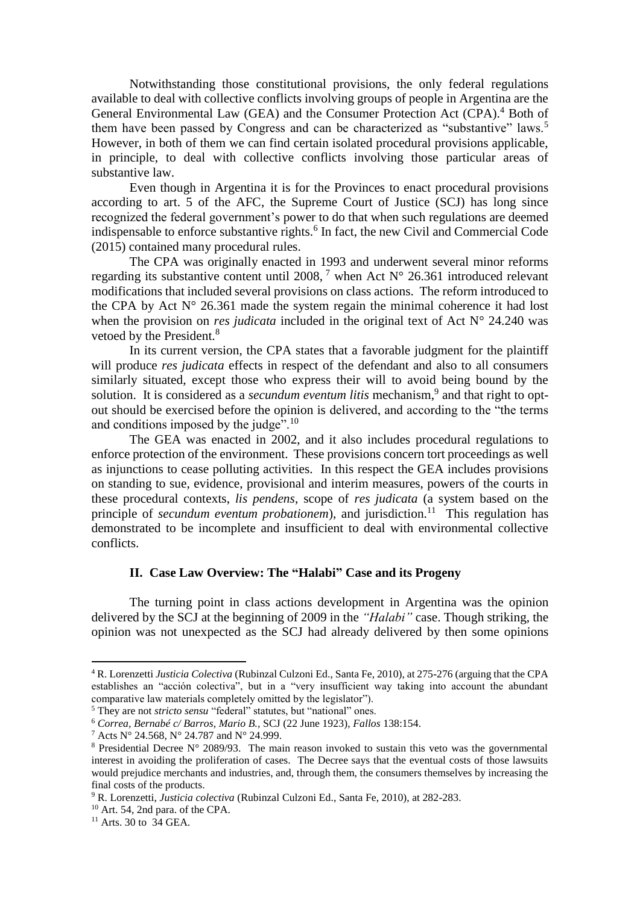Notwithstanding those constitutional provisions, the only federal regulations available to deal with collective conflicts involving groups of people in Argentina are the General Environmental Law (GEA) and the Consumer Protection Act (CPA).[4] Both of them have been passed by Congress and can be characterized as "substantive" laws.[5] However, in both of them we can find certain isolated procedural provisions applicable, in principle, to deal with collective conflicts involving those particular areas of substantive law.

Even though in Argentina it is for the Provinces to enact procedural provisions according to art. 5 of the AFC, the Supreme Court of Justice (SCJ) has long since recognized the federal government's power to do that when such regulations are deemed indispensable to enforce substantive rights.[6] In fact, the new Civil and Commercial Code (2015) contained many procedural rules.

The CPA was originally enacted in 1993 and underwent several minor reforms regarding its substantive content until 2008, [7] when Act N° 26.361 introduced relevant modifications that included several provisions on class actions. The reform introduced to the CPA by Act N° 26.361 made the system regain the minimal coherence it had lost when the provision on *res judicata* included in the original text of Act N° 24.240 was vetoed by the President.[8]

In its current version, the CPA states that a favorable judgment for the plaintiff will produce *res judicata* effects in respect of the defendant and also to all consumers similarly situated, except those who express their will to avoid being bound by the solution. It is considered as a *secundum eventum litis* mechanism,[9] and that right to opt-out should be exercised before the opinion is delivered, and according to the "the terms and conditions imposed by the judge".[10]

The GEA was enacted in 2002, and it also includes procedural regulations to enforce protection of the environment. These provisions concern tort proceedings as well as injunctions to cease polluting activities. In this respect the GEA includes provisions on standing to sue, evidence, provisional and interim measures, powers of the courts in these procedural contexts, *lis pendens*, scope of *res judicata* (a system based on the principle of *secundum eventum probationem*), and jurisdiction.[11] This regulation has demonstrated to be incomplete and insufficient to deal with environmental collective conflicts.

## II. Case Law Overview: The "Halabi" Case and its Progeny

The turning point in class actions development in Argentina was the opinion delivered by the SCJ at the beginning of 2009 in the *"Halabi"* case. Though striking, the opinion was not unexpected as the SCJ had already delivered by then some opinions

---

[4] R. Lorenzetti *Justicia Colectiva* (Rubinzal Culzoni Ed., Santa Fe, 2010), at 275-276 (arguing that the CPA establishes an "acción colectiva", but in a "very insufficient way taking into account the abundant comparative law materials completely omitted by the legislator").

[5] They are not *stricto sensu* "federal" statutes, but "national" ones.

[6] *Correa, Bernabé c/ Barros, Mario B.*, SCJ (22 June 1923), *Fallos* 138:154.

[7] Acts N° 24.568, N° 24.787 and N° 24.999.

[8] Presidential Decree N° 2089/93. The main reason invoked to sustain this veto was the governmental interest in avoiding the proliferation of cases. The Decree says that the eventual costs of those lawsuits would prejudice merchants and industries, and, through them, the consumers themselves by increasing the final costs of the products.

[9] R. Lorenzetti, *Justicia colectiva* (Rubinzal Culzoni Ed., Santa Fe, 2010), at 282-283.

[10] Art. 54, 2nd para. of the CPA.

[11] Arts. 30 to 34 GEA.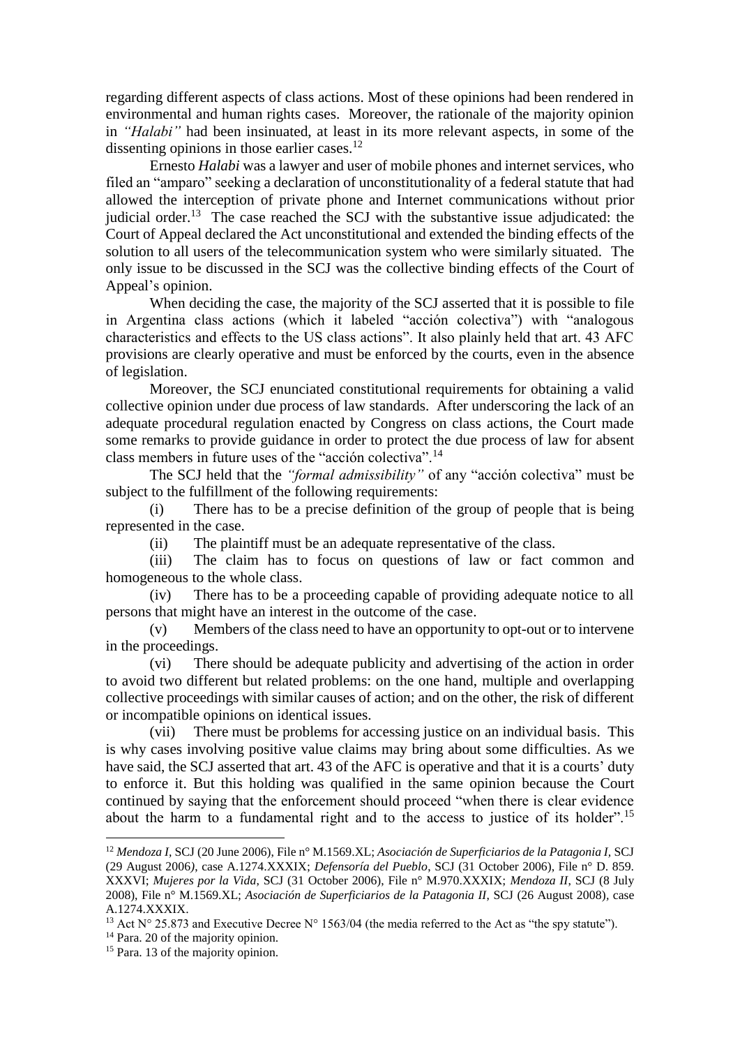regarding different aspects of class actions. Most of these opinions had been rendered in environmental and human rights cases. Moreover, the rationale of the majority opinion in *"Halabi"* had been insinuated, at least in its more relevant aspects, in some of the dissenting opinions in those earlier cases.[12]

Ernesto *Halabi* was a lawyer and user of mobile phones and internet services, who filed an "amparo" seeking a declaration of unconstitutionality of a federal statute that had allowed the interception of private phone and Internet communications without prior judicial order.[13] The case reached the SCJ with the substantive issue adjudicated: the Court of Appeal declared the Act unconstitutional and extended the binding effects of the solution to all users of the telecommunication system who were similarly situated. The only issue to be discussed in the SCJ was the collective binding effects of the Court of Appeal's opinion.

When deciding the case, the majority of the SCJ asserted that it is possible to file in Argentina class actions (which it labeled "acción colectiva") with "analogous characteristics and effects to the US class actions". It also plainly held that art. 43 AFC provisions are clearly operative and must be enforced by the courts, even in the absence of legislation.

Moreover, the SCJ enunciated constitutional requirements for obtaining a valid collective opinion under due process of law standards. After underscoring the lack of an adequate procedural regulation enacted by Congress on class actions, the Court made some remarks to provide guidance in order to protect the due process of law for absent class members in future uses of the "acción colectiva".[14]

The SCJ held that the *"formal admissibility"* of any "acción colectiva" must be subject to the fulfillment of the following requirements:

(i) There has to be a precise definition of the group of people that is being represented in the case.

(ii) The plaintiff must be an adequate representative of the class.

(iii) The claim has to focus on questions of law or fact common and homogeneous to the whole class.

(iv) There has to be a proceeding capable of providing adequate notice to all persons that might have an interest in the outcome of the case.

(v) Members of the class need to have an opportunity to opt-out or to intervene in the proceedings.

(vi) There should be adequate publicity and advertising of the action in order to avoid two different but related problems: on the one hand, multiple and overlapping collective proceedings with similar causes of action; and on the other, the risk of different or incompatible opinions on identical issues.

(vii) There must be problems for accessing justice on an individual basis. This is why cases involving positive value claims may bring about some difficulties. As we have said, the SCJ asserted that art. 43 of the AFC is operative and that it is a courts' duty to enforce it. But this holding was qualified in the same opinion because the Court continued by saying that the enforcement should proceed "when there is clear evidence about the harm to a fundamental right and to the access to justice of its holder".[15]

---

[12] *Mendoza I*, SCJ (20 June 2006), File n° M.1569.XL; *Asociación de Superficiarios de la Patagonia I*, SCJ (29 August 2006), case A.1274.XXXIX; *Defensoría del Pueblo*, SCJ (31 October 2006), File n° D. 859. XXXVI; *Mujeres por la Vida*, SCJ (31 October 2006), File n° M.970.XXXIX; *Mendoza II*, SCJ (8 July 2008), File n° M.1569.XL; *Asociación de Superficiarios de la Patagonia II*, SCJ (26 August 2008), case A.1274.XXXIX.

[13] Act N° 25.873 and Executive Decree N° 1563/04 (the media referred to the Act as "the spy statute").

[14] Para. 20 of the majority opinion.

[15] Para. 13 of the majority opinion.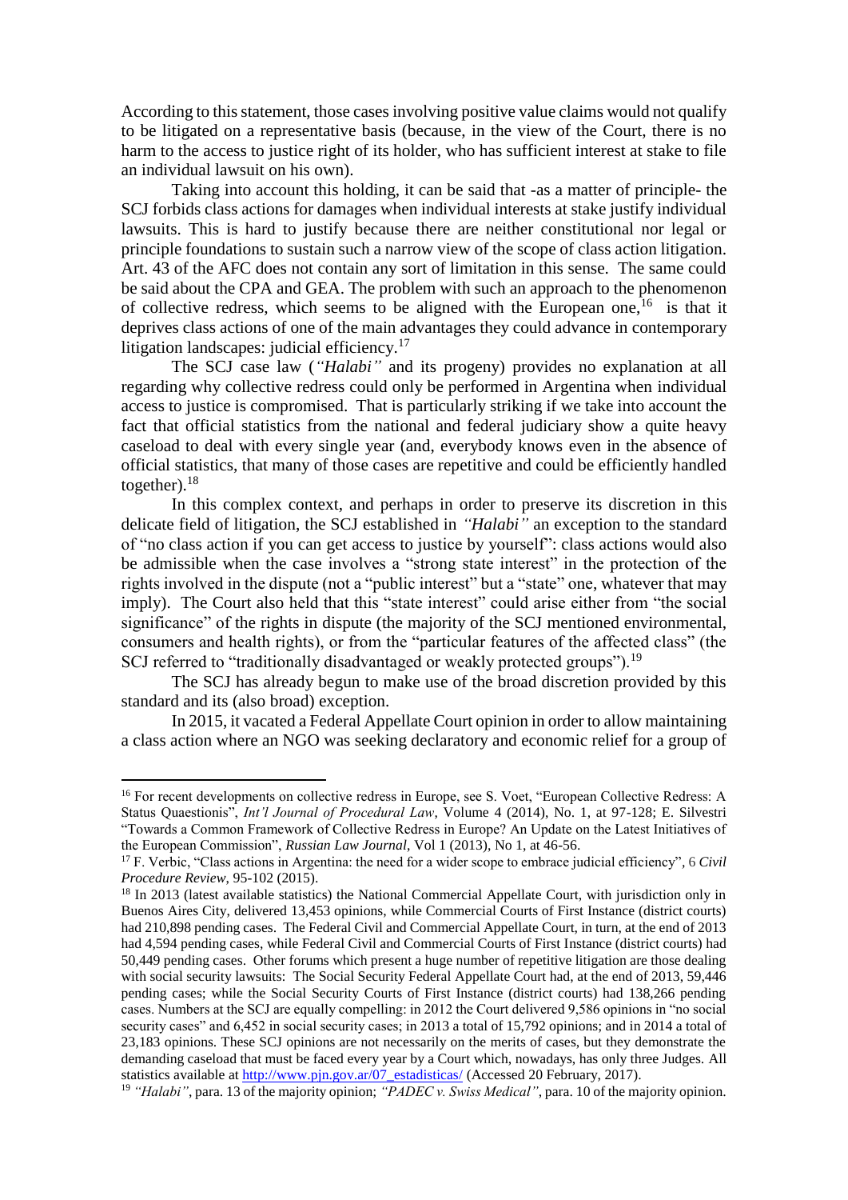According to this statement, those cases involving positive value claims would not qualify to be litigated on a representative basis (because, in the view of the Court, there is no harm to the access to justice right of its holder, who has sufficient interest at stake to file an individual lawsuit on his own).

Taking into account this holding, it can be said that -as a matter of principle- the SCJ forbids class actions for damages when individual interests at stake justify individual lawsuits. This is hard to justify because there are neither constitutional nor legal or principle foundations to sustain such a narrow view of the scope of class action litigation. Art. 43 of the AFC does not contain any sort of limitation in this sense. The same could be said about the CPA and GEA. The problem with such an approach to the phenomenon of collective redress, which seems to be aligned with the European one,[16] is that it deprives class actions of one of the main advantages they could advance in contemporary litigation landscapes: judicial efficiency.[17]

The SCJ case law (*"Halabi"* and its progeny) provides no explanation at all regarding why collective redress could only be performed in Argentina when individual access to justice is compromised. That is particularly striking if we take into account the fact that official statistics from the national and federal judiciary show a quite heavy caseload to deal with every single year (and, everybody knows even in the absence of official statistics, that many of those cases are repetitive and could be efficiently handled together).[18]

In this complex context, and perhaps in order to preserve its discretion in this delicate field of litigation, the SCJ established in *"Halabi"* an exception to the standard of "no class action if you can get access to justice by yourself": class actions would also be admissible when the case involves a "strong state interest" in the protection of the rights involved in the dispute (not a "public interest" but a "state" one, whatever that may imply). The Court also held that this "state interest" could arise either from "the social significance" of the rights in dispute (the majority of the SCJ mentioned environmental, consumers and health rights), or from the "particular features of the affected class" (the SCJ referred to "traditionally disadvantaged or weakly protected groups").[19]

The SCJ has already begun to make use of the broad discretion provided by this standard and its (also broad) exception.

In 2015, it vacated a Federal Appellate Court opinion in order to allow maintaining a class action where an NGO was seeking declaratory and economic relief for a group of

---

[16] For recent developments on collective redress in Europe, see S. Voet, "European Collective Redress: A Status Quaestionis", *Int'l Journal of Procedural Law*, Volume 4 (2014), No. 1, at 97-128; E. Silvestri "Towards a Common Framework of Collective Redress in Europe? An Update on the Latest Initiatives of the European Commission", *Russian Law Journal*, Vol 1 (2013), No 1, at 46-56.

[17] F. Verbic, "Class actions in Argentina: the need for a wider scope to embrace judicial efficiency", 6 *Civil Procedure Review*, 95-102 (2015).

[18] In 2013 (latest available statistics) the National Commercial Appellate Court, with jurisdiction only in Buenos Aires City, delivered 13,453 opinions, while Commercial Courts of First Instance (district courts) had 210,898 pending cases. The Federal Civil and Commercial Appellate Court, in turn, at the end of 2013 had 4,594 pending cases, while Federal Civil and Commercial Courts of First Instance (district courts) had 50,449 pending cases. Other forums which present a huge number of repetitive litigation are those dealing with social security lawsuits: The Social Security Federal Appellate Court had, at the end of 2013, 59,446 pending cases; while the Social Security Courts of First Instance (district courts) had 138,266 pending cases. Numbers at the SCJ are equally compelling: in 2012 the Court delivered 9,586 opinions in "no social security cases" and 6,452 in social security cases; in 2013 a total of 15,792 opinions; and in 2014 a total of 23,183 opinions. These SCJ opinions are not necessarily on the merits of cases, but they demonstrate the demanding caseload that must be faced every year by a Court which, nowadays, has only three Judges. All statistics available at http://www.pjn.gov.ar/07_estadisticas/ (Accessed 20 February, 2017).

[19] *"Halabi"*, para. 13 of the majority opinion; *"PADEC v. Swiss Medical"*, para. 10 of the majority opinion.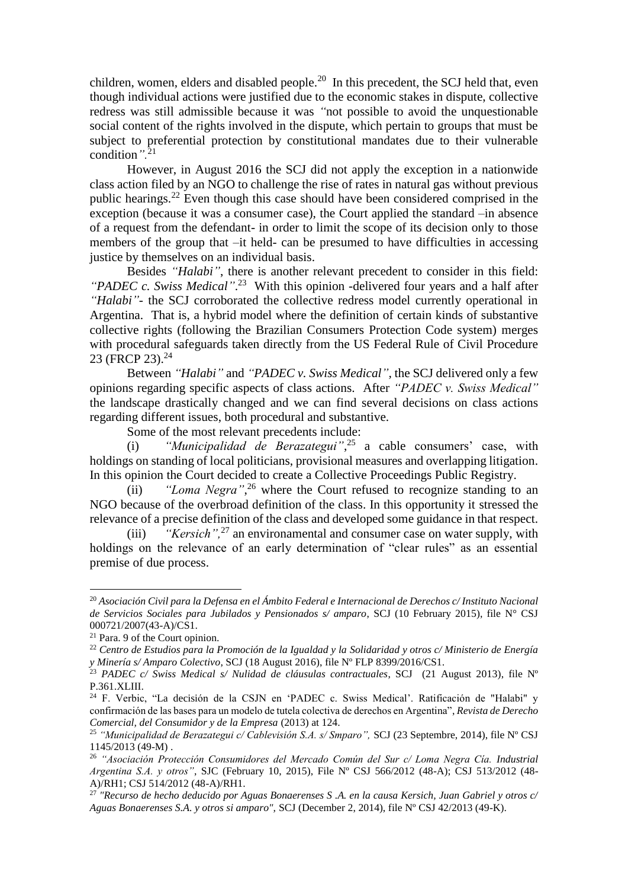children, women, elders and disabled people.[20] In this precedent, the SCJ held that, even though individual actions were justified due to the economic stakes in dispute, collective redress was still admissible because it was *"*not possible to avoid the unquestionable social content of the rights involved in the dispute, which pertain to groups that must be subject to preferential protection by constitutional mandates due to their vulnerable condition*"*.[21]

However, in August 2016 the SCJ did not apply the exception in a nationwide class action filed by an NGO to challenge the rise of rates in natural gas without previous public hearings.[22] Even though this case should have been considered comprised in the exception (because it was a consumer case), the Court applied the standard –in absence of a request from the defendant- in order to limit the scope of its decision only to those members of the group that –it held- can be presumed to have difficulties in accessing justice by themselves on an individual basis.

Besides *"Halabi"*, there is another relevant precedent to consider in this field: *"PADEC c. Swiss Medical"*.[23] With this opinion -delivered four years and a half after *"Halabi"*- the SCJ corroborated the collective redress model currently operational in Argentina. That is, a hybrid model where the definition of certain kinds of substantive collective rights (following the Brazilian Consumers Protection Code system) merges with procedural safeguards taken directly from the US Federal Rule of Civil Procedure 23 (FRCP 23).[24]

Between *"Halabi"* and *"PADEC v. Swiss Medical"*, the SCJ delivered only a few opinions regarding specific aspects of class actions. After *"PADEC v. Swiss Medical"* the landscape drastically changed and we can find several decisions on class actions regarding different issues, both procedural and substantive.

Some of the most relevant precedents include:

(i) *"Municipalidad de Berazategui"*,[25] a cable consumers' case, with holdings on standing of local politicians, provisional measures and overlapping litigation. In this opinion the Court decided to create a Collective Proceedings Public Registry.

(ii) *"Loma Negra"*,[26] where the Court refused to recognize standing to an NGO because of the overbroad definition of the class. In this opportunity it stressed the relevance of a precise definition of the class and developed some guidance in that respect.

(iii) *"Kersich"*,[27] an environamental and consumer case on water supply, with holdings on the relevance of an early determination of "clear rules" as an essential premise of due process.

---

[20] *Asociación Civil para la Defensa en el Ámbito Federal e Internacional de Derechos c/ Instituto Nacional de Servicios Sociales para Jubilados y Pensionados s/ amparo*, SCJ (10 February 2015), file N° CSJ 000721/2007(43-A)/CS1.

[21] Para. 9 of the Court opinion.

[22] *Centro de Estudios para la Promoción de la Igualdad y la Solidaridad y otros c/ Ministerio de Energía y Minería s/ Amparo Colectivo*, SCJ (18 August 2016), file Nº FLP 8399/2016/CS1.

[23] *PADEC c/ Swiss Medical s/ Nulidad de cláusulas contractuales*, SCJ (21 August 2013), file Nº P.361.XLIII.

[24] F. Verbic, "La decisión de la CSJN en 'PADEC c. Swiss Medical'. Ratificación de "Halabi" y confirmación de las bases para un modelo de tutela colectiva de derechos en Argentina", *Revista de Derecho Comercial, del Consumidor y de la Empresa* (2013) at 124.

[25] *"Municipalidad de Berazategui c/ Cablevisión S.A. s/ Smparo",* SCJ (23 Septembre, 2014), file Nº CSJ 1145/2013 (49-M) .

[26] *"Asociación Protección Consumidores del Mercado Común del Sur c/ Loma Negra Cía. Industrial Argentina S.A. y otros"*, SJC (February 10, 2015), File Nº CSJ 566/2012 (48-A); CSJ 513/2012 (48-A)/RH1; CSJ 514/2012 (48-A)/RH1.

[27] *"Recurso de hecho deducido por Aguas Bonaerenses S .A. en la causa Kersich, Juan Gabriel y otros c/ Aguas Bonaerenses S.A. y otros si amparo"*, SCJ (December 2, 2014), file Nº CSJ 42/2013 (49-K).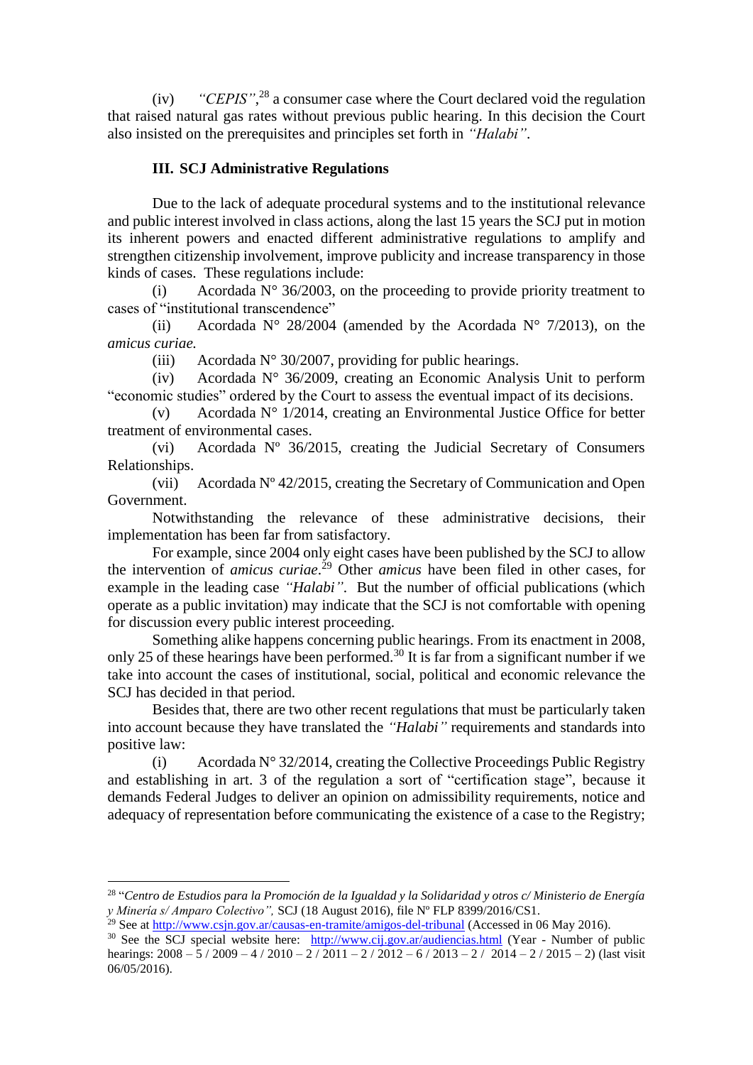(iv) *"CEPIS"*,[28] a consumer case where the Court declared void the regulation that raised natural gas rates without previous public hearing. In this decision the Court also insisted on the prerequisites and principles set forth in *"Halabi"*.

### III. SCJ Administrative Regulations

Due to the lack of adequate procedural systems and to the institutional relevance and public interest involved in class actions, along the last 15 years the SCJ put in motion its inherent powers and enacted different administrative regulations to amplify and strengthen citizenship involvement, improve publicity and increase transparency in those kinds of cases. These regulations include:

(i) Acordada N° 36/2003, on the proceeding to provide priority treatment to cases of "institutional transcendence"

(ii) Acordada N° 28/2004 (amended by the Acordada N° 7/2013), on the *amicus curiae.*

(iii) Acordada N° 30/2007, providing for public hearings.

(iv) Acordada N° 36/2009, creating an Economic Analysis Unit to perform "economic studies" ordered by the Court to assess the eventual impact of its decisions.

(v) Acordada N° 1/2014, creating an Environmental Justice Office for better treatment of environmental cases.

(vi) Acordada Nº 36/2015, creating the Judicial Secretary of Consumers Relationships.

(vii) Acordada Nº 42/2015, creating the Secretary of Communication and Open Government.

Notwithstanding the relevance of these administrative decisions, their implementation has been far from satisfactory.

For example, since 2004 only eight cases have been published by the SCJ to allow the intervention of *amicus curiae*.[29] Other *amicus* have been filed in other cases, for example in the leading case *"Halabi"*. But the number of official publications (which operate as a public invitation) may indicate that the SCJ is not comfortable with opening for discussion every public interest proceeding.

Something alike happens concerning public hearings. From its enactment in 2008, only 25 of these hearings have been performed.[30] It is far from a significant number if we take into account the cases of institutional, social, political and economic relevance the SCJ has decided in that period.

Besides that, there are two other recent regulations that must be particularly taken into account because they have translated the *"Halabi"* requirements and standards into positive law:

(i) Acordada N° 32/2014, creating the Collective Proceedings Public Registry and establishing in art. 3 of the regulation a sort of "certification stage", because it demands Federal Judges to deliver an opinion on admissibility requirements, notice and adequacy of representation before communicating the existence of a case to the Registry;

---

[28] "*Centro de Estudios para la Promoción de la Igualdad y la Solidaridad y otros c/ Ministerio de Energía y Minería s/ Amparo Colectivo",* SCJ (18 August 2016), file Nº FLP 8399/2016/CS1.

[29] See at http://www.csjn.gov.ar/causas-en-tramite/amigos-del-tribunal (Accessed in 06 May 2016).

[30] See the SCJ special website here: http://www.cij.gov.ar/audiencias.html (Year - Number of public hearings: 2008 – 5 / 2009 – 4 / 2010 – 2 / 2011 – 2 / 2012 – 6 / 2013 – 2 / 2014 – 2 / 2015 – 2) (last visit 06/05/2016).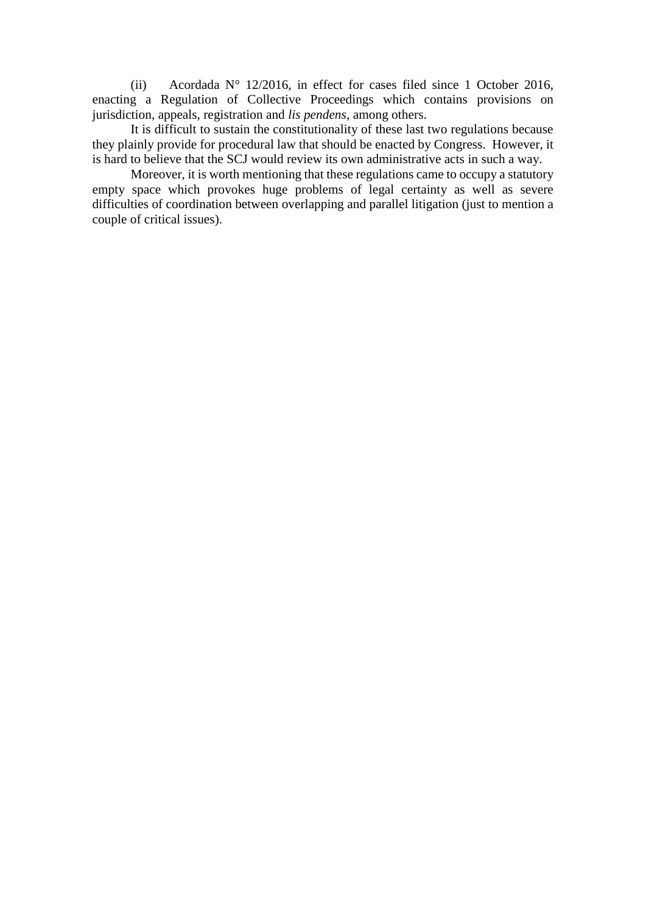(ii) Acordada N° 12/2016, in effect for cases filed since 1 October 2016, enacting a Regulation of Collective Proceedings which contains provisions on jurisdiction, appeals, registration and *lis pendens*, among others.

It is difficult to sustain the constitutionality of these last two regulations because they plainly provide for procedural law that should be enacted by Congress. However, it is hard to believe that the SCJ would review its own administrative acts in such a way.

Moreover, it is worth mentioning that these regulations came to occupy a statutory empty space which provokes huge problems of legal certainty as well as severe difficulties of coordination between overlapping and parallel litigation (just to mention a couple of critical issues).